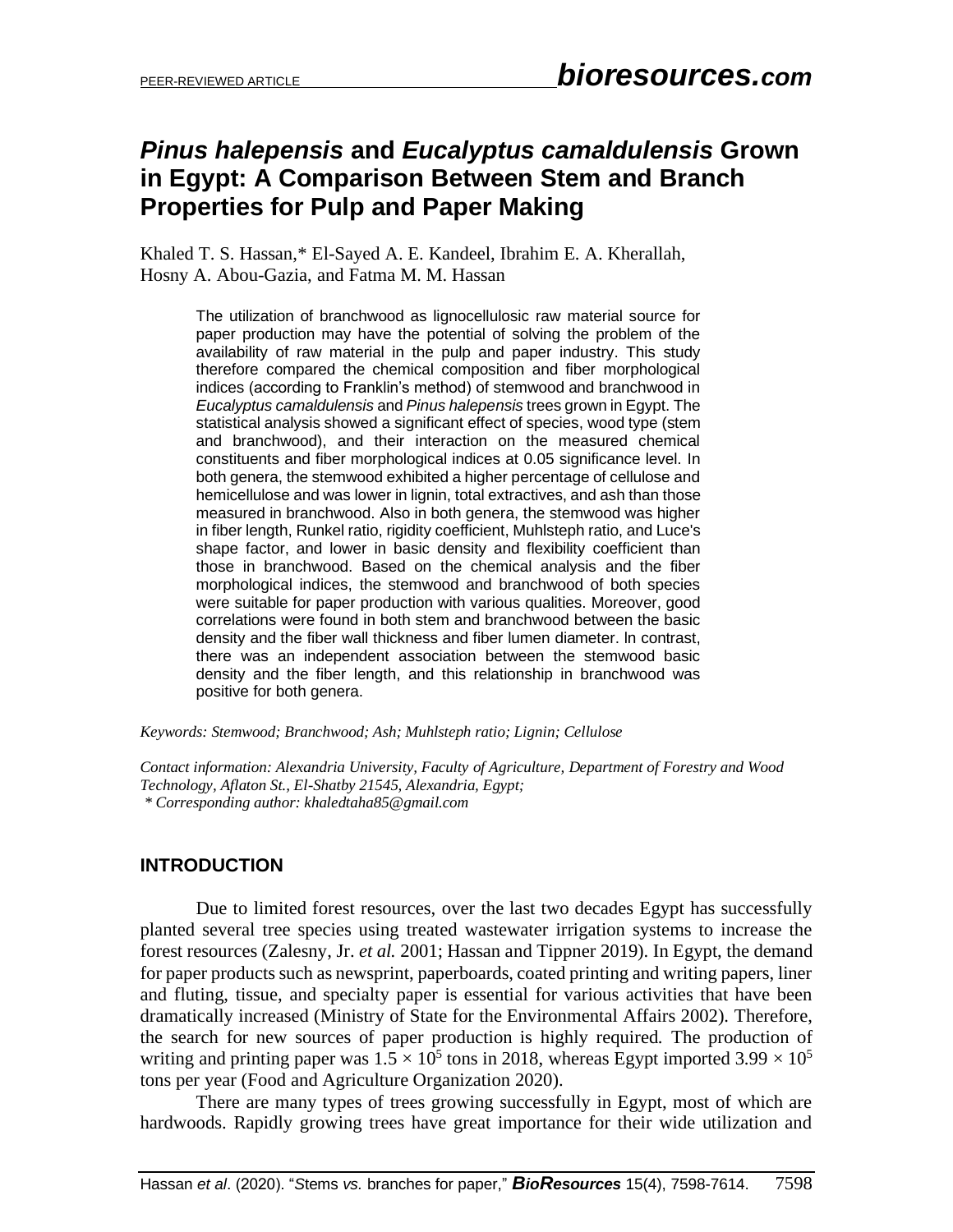# *Pinus halepensis* and *Eucalyptus camaldulensis* Grown in Egypt: A Comparison Between Stem and Branch Properties for Pulp and Paper Making

Khaled T. S. Hassan,* El-Sayed A. E. Kandeel, Ibrahim E. A. Kherallah, Hosny A. Abou-Gazia, and Fatma M. M. Hassan

The utilization of branchwood as lignocellulosic raw material source for paper production may have the potential of solving the problem of the availability of raw material in the pulp and paper industry. This study therefore compared the chemical composition and fiber morphological indices (according to Franklin's method) of stemwood and branchwood in *Eucalyptus camaldulensis* and *Pinus halepensis* trees grown in Egypt. The statistical analysis showed a significant effect of species, wood type (stem and branchwood), and their interaction on the measured chemical constituents and fiber morphological indices at 0.05 significance level. In both genera, the stemwood exhibited a higher percentage of cellulose and hemicellulose and was lower in lignin, total extractives, and ash than those measured in branchwood. Also in both genera, the stemwood was higher in fiber length, Runkel ratio, rigidity coefficient, Muhlsteph ratio, and Luce's shape factor, and lower in basic density and flexibility coefficient than those in branchwood. Based on the chemical analysis and the fiber morphological indices, the stemwood and branchwood of both species were suitable for paper production with various qualities. Moreover, good correlations were found in both stem and branchwood between the basic density and the fiber wall thickness and fiber lumen diameter. In contrast, there was an independent association between the stemwood basic density and the fiber length, and this relationship in branchwood was positive for both genera.

*Keywords: Stemwood; Branchwood; Ash; Muhlsteph ratio; Lignin; Cellulose*

*Contact information: Alexandria University, Faculty of Agriculture, Department of Forestry and Wood Technology, Aflaton St., El-Shatby 21545, Alexandria, Egypt;*
*\* Corresponding author: khaledtaha85@gmail.com*

## INTRODUCTION

Due to limited forest resources, over the last two decades Egypt has successfully planted several tree species using treated wastewater irrigation systems to increase the forest resources (Zalesny, Jr. *et al.* 2001; Hassan and Tippner 2019). In Egypt, the demand for paper products such as newsprint, paperboards, coated printing and writing papers, liner and fluting, tissue, and specialty paper is essential for various activities that have been dramatically increased (Ministry of State for the Environmental Affairs 2002). Therefore, the search for new sources of paper production is highly required. The production of writing and printing paper was $1.5 \times 10^5$ tons in 2018, whereas Egypt imported $3.99 \times 10^5$ tons per year (Food and Agriculture Organization 2020).

There are many types of trees growing successfully in Egypt, most of which are hardwoods. Rapidly growing trees have great importance for their wide utilization and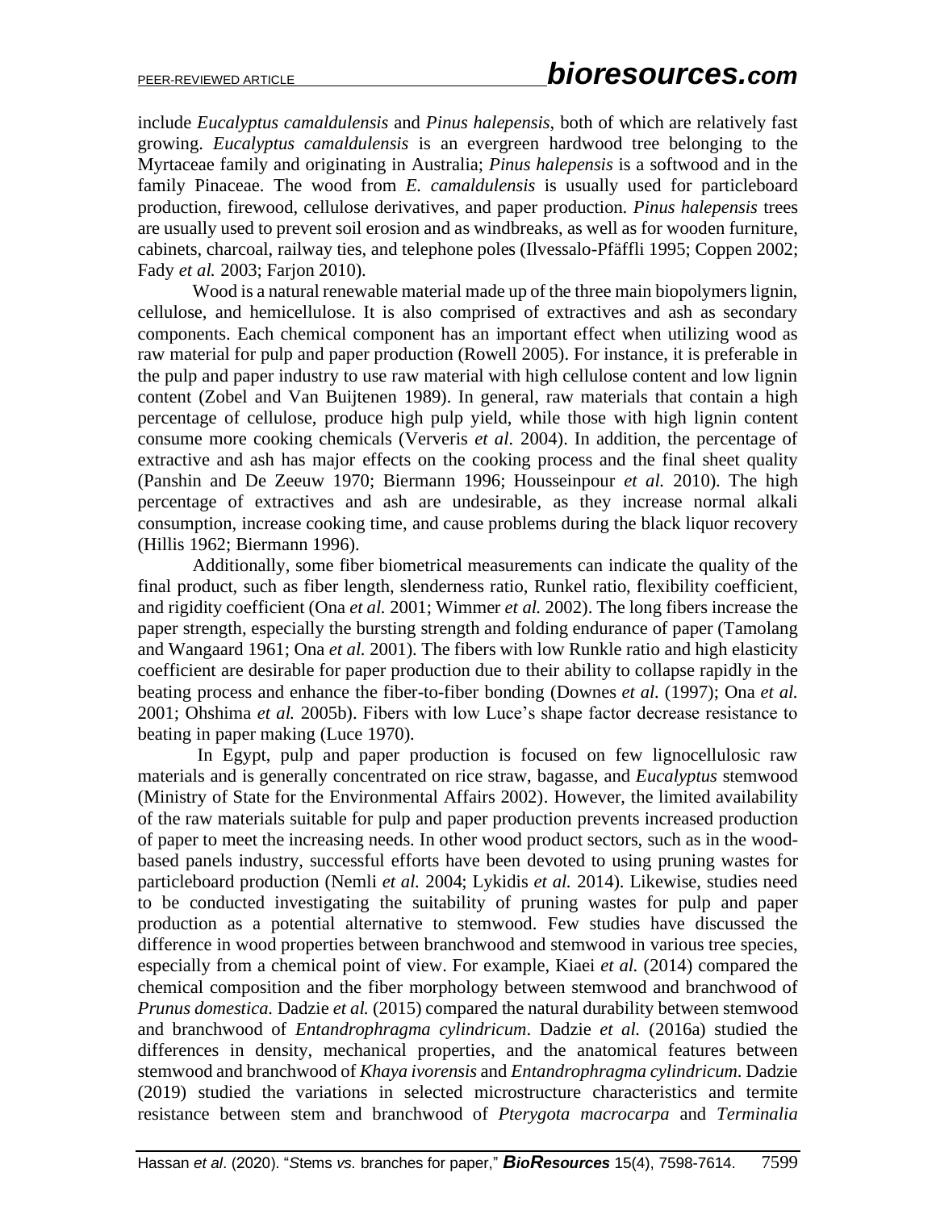include *Eucalyptus camaldulensis* and *Pinus halepensis*, both of which are relatively fast growing. *Eucalyptus camaldulensis* is an evergreen hardwood tree belonging to the Myrtaceae family and originating in Australia; *Pinus halepensis* is a softwood and in the family Pinaceae. The wood from *E. camaldulensis* is usually used for particleboard production, firewood, cellulose derivatives, and paper production. *Pinus halepensis* trees are usually used to prevent soil erosion and as windbreaks, as well as for wooden furniture, cabinets, charcoal, railway ties, and telephone poles (Ilvessalo-Pfäffli 1995; Coppen 2002; Fady *et al.* 2003; Farjon 2010).

Wood is a natural renewable material made up of the three main biopolymers lignin, cellulose, and hemicellulose. It is also comprised of extractives and ash as secondary components. Each chemical component has an important effect when utilizing wood as raw material for pulp and paper production (Rowell 2005). For instance, it is preferable in the pulp and paper industry to use raw material with high cellulose content and low lignin content (Zobel and Van Buijtenen 1989). In general, raw materials that contain a high percentage of cellulose, produce high pulp yield, while those with high lignin content consume more cooking chemicals (Ververis *et al*. 2004). In addition, the percentage of extractive and ash has major effects on the cooking process and the final sheet quality (Panshin and De Zeeuw 1970; Biermann 1996; Housseinpour *et al.* 2010). The high percentage of extractives and ash are undesirable, as they increase normal alkali consumption, increase cooking time, and cause problems during the black liquor recovery (Hillis 1962; Biermann 1996).

Additionally, some fiber biometrical measurements can indicate the quality of the final product, such as fiber length, slenderness ratio, Runkel ratio, flexibility coefficient, and rigidity coefficient (Ona *et al.* 2001; Wimmer *et al.* 2002). The long fibers increase the paper strength, especially the bursting strength and folding endurance of paper (Tamolang and Wangaard 1961; Ona *et al.* 2001). The fibers with low Runkle ratio and high elasticity coefficient are desirable for paper production due to their ability to collapse rapidly in the beating process and enhance the fiber-to-fiber bonding (Downes *et al.* (1997); Ona *et al.* 2001; Ohshima *et al.* 2005b). Fibers with low Luce's shape factor decrease resistance to beating in paper making (Luce 1970).

In Egypt, pulp and paper production is focused on few lignocellulosic raw materials and is generally concentrated on rice straw, bagasse, and *Eucalyptus* stemwood (Ministry of State for the Environmental Affairs 2002). However, the limited availability of the raw materials suitable for pulp and paper production prevents increased production of paper to meet the increasing needs. In other wood product sectors, such as in the wood-based panels industry, successful efforts have been devoted to using pruning wastes for particleboard production (Nemli *et al.* 2004; Lykidis *et al.* 2014). Likewise, studies need to be conducted investigating the suitability of pruning wastes for pulp and paper production as a potential alternative to stemwood. Few studies have discussed the difference in wood properties between branchwood and stemwood in various tree species, especially from a chemical point of view. For example, Kiaei *et al.* (2014) compared the chemical composition and the fiber morphology between stemwood and branchwood of *Prunus domestica.* Dadzie *et al.* (2015) compared the natural durability between stemwood and branchwood of *Entandrophragma cylindricum*. Dadzie *et al.* (2016a) studied the differences in density, mechanical properties, and the anatomical features between stemwood and branchwood of *Khaya ivorensis* and *Entandrophragma cylindricum*. Dadzie (2019) studied the variations in selected microstructure characteristics and termite resistance between stem and branchwood of *Pterygota macrocarpa* and *Terminalia*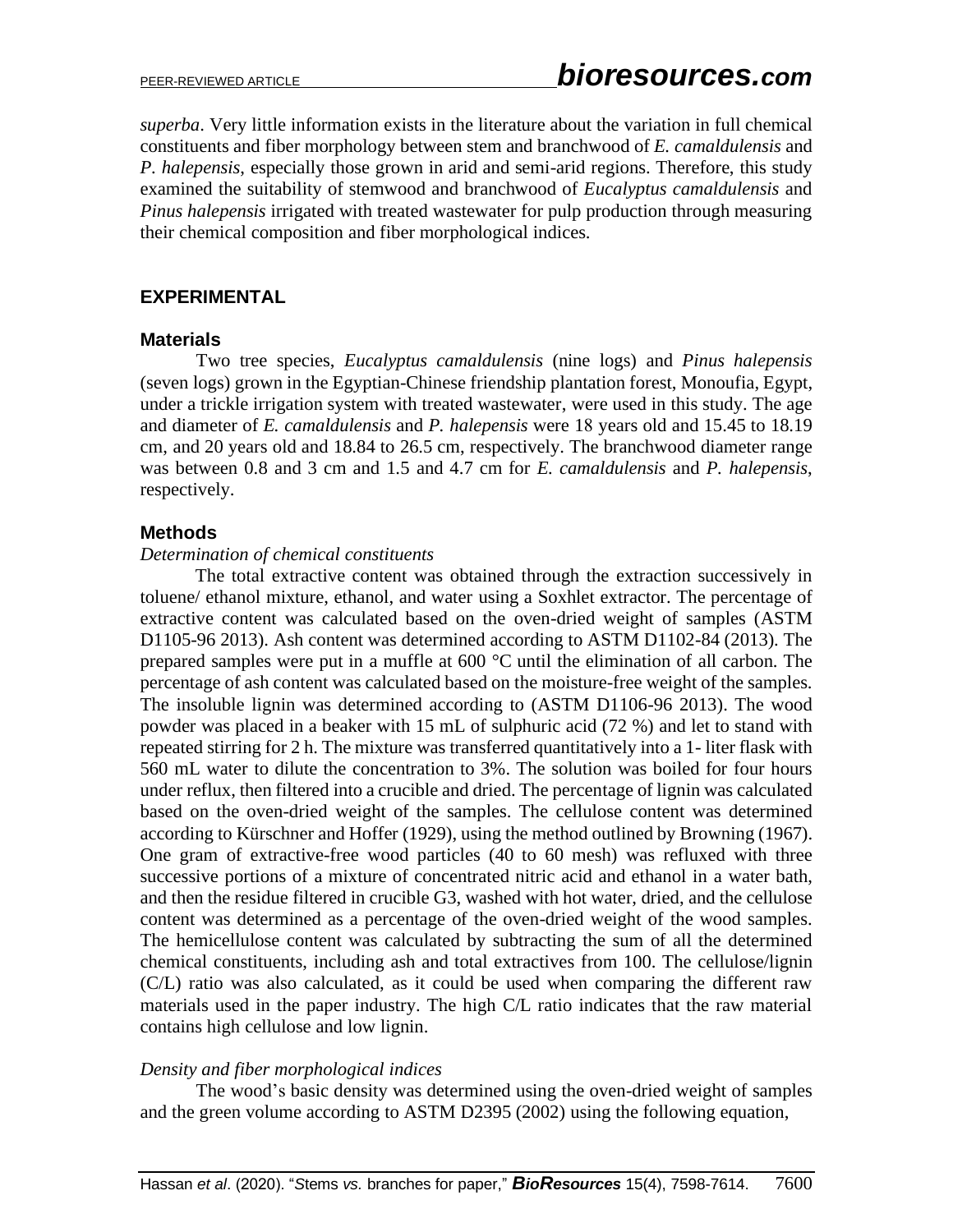*superba*. Very little information exists in the literature about the variation in full chemical constituents and fiber morphology between stem and branchwood of *E. camaldulensis* and *P. halepensis*, especially those grown in arid and semi-arid regions. Therefore, this study examined the suitability of stemwood and branchwood of *Eucalyptus camaldulensis* and *Pinus halepensis* irrigated with treated wastewater for pulp production through measuring their chemical composition and fiber morphological indices.

## EXPERIMENTAL

### Materials

Two tree species, *Eucalyptus camaldulensis* (nine logs) and *Pinus halepensis* (seven logs) grown in the Egyptian-Chinese friendship plantation forest, Monoufia, Egypt, under a trickle irrigation system with treated wastewater, were used in this study. The age and diameter of *E. camaldulensis* and *P. halepensis* were 18 years old and 15.45 to 18.19 cm, and 20 years old and 18.84 to 26.5 cm, respectively. The branchwood diameter range was between 0.8 and 3 cm and 1.5 and 4.7 cm for *E. camaldulensis* and *P. halepensis*, respectively.

### Methods

*Determination of chemical constituents*

The total extractive content was obtained through the extraction successively in toluene/ ethanol mixture, ethanol, and water using a Soxhlet extractor. The percentage of extractive content was calculated based on the oven-dried weight of samples (ASTM D1105-96 2013). Ash content was determined according to ASTM D1102-84 (2013). The prepared samples were put in a muffle at 600 °C until the elimination of all carbon. The percentage of ash content was calculated based on the moisture-free weight of the samples. The insoluble lignin was determined according to (ASTM D1106-96 2013). The wood powder was placed in a beaker with 15 mL of sulphuric acid (72 %) and let to stand with repeated stirring for 2 h. The mixture was transferred quantitatively into a 1- liter flask with 560 mL water to dilute the concentration to 3%. The solution was boiled for four hours under reflux, then filtered into a crucible and dried. The percentage of lignin was calculated based on the oven-dried weight of the samples. The cellulose content was determined according to Kürschner and Hoffer (1929), using the method outlined by Browning (1967). One gram of extractive-free wood particles (40 to 60 mesh) was refluxed with three successive portions of a mixture of concentrated nitric acid and ethanol in a water bath, and then the residue filtered in crucible G3, washed with hot water, dried, and the cellulose content was determined as a percentage of the oven-dried weight of the wood samples. The hemicellulose content was calculated by subtracting the sum of all the determined chemical constituents, including ash and total extractives from 100. The cellulose/lignin (C/L) ratio was also calculated, as it could be used when comparing the different raw materials used in the paper industry. The high C/L ratio indicates that the raw material contains high cellulose and low lignin.

*Density and fiber morphological indices*

The wood's basic density was determined using the oven-dried weight of samples and the green volume according to ASTM D2395 (2002) using the following equation,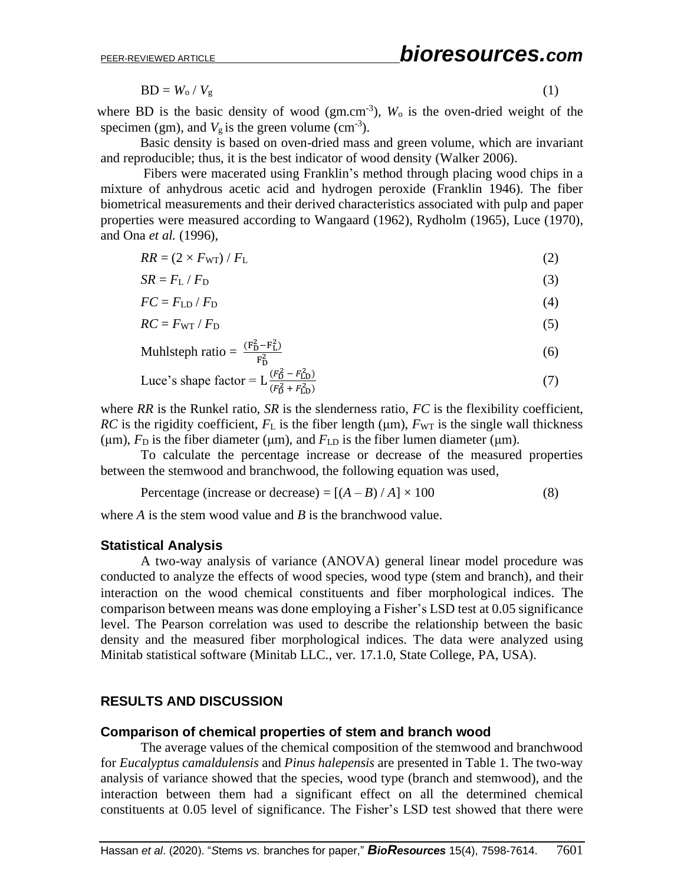$$\mathrm{BD} = W_o / V_g \quad (1)$$

where BD is the basic density of wood (gm.cm$^{-3}$), $W_o$ is the oven-dried weight of the specimen (gm), and $V_g$ is the green volume (cm$^{-3}$).

Basic density is based on oven-dried mass and green volume, which are invariant and reproducible; thus, it is the best indicator of wood density (Walker 2006).

Fibers were macerated using Franklin's method through placing wood chips in a mixture of anhydrous acetic acid and hydrogen peroxide (Franklin 1946). The fiber biometrical measurements and their derived characteristics associated with pulp and paper properties were measured according to Wangaard (1962), Rydholm (1965), Luce (1970), and Ona *et al.* (1996),

$$RR = (2 \times F_{WT}) / F_L \quad (2)$$

$$SR = F_L / F_D \quad (3)$$

$$FC = F_{LD} / F_D \quad (4)$$

$$RC = F_{WT} / F_D \quad (5)$$

$$\text{Muhlsteph ratio} = \frac{(F_D^2 - F_L^2)}{F_D^2} \quad (6)$$

$$\text{Luce's shape factor} = L\,\frac{(F_D^2 - F_{LD}^2)}{(F_D^2 + F_{LD}^2)} \quad (7)$$

where *RR* is the Runkel ratio, *SR* is the slenderness ratio, *FC* is the flexibility coefficient, *RC* is the rigidity coefficient, $F_L$ is the fiber length (μm), $F_{WT}$ is the single wall thickness (μm), $F_D$ is the fiber diameter (μm), and $F_{LD}$ is the fiber lumen diameter (μm).

To calculate the percentage increase or decrease of the measured properties between the stemwood and branchwood, the following equation was used,

$$\text{Percentage (increase or decrease)} = [(A - B) / A] \times 100 \quad (8)$$

where *A* is the stem wood value and *B* is the branchwood value.

### Statistical Analysis

A two-way analysis of variance (ANOVA) general linear model procedure was conducted to analyze the effects of wood species, wood type (stem and branch), and their interaction on the wood chemical constituents and fiber morphological indices. The comparison between means was done employing a Fisher's LSD test at 0.05 significance level. The Pearson correlation was used to describe the relationship between the basic density and the measured fiber morphological indices. The data were analyzed using Minitab statistical software (Minitab LLC., ver. 17.1.0, State College, PA, USA).

## RESULTS AND DISCUSSION

### Comparison of chemical properties of stem and branch wood

The average values of the chemical composition of the stemwood and branchwood for *Eucalyptus camaldulensis* and *Pinus halepensis* are presented in Table 1. The two-way analysis of variance showed that the species, wood type (branch and stemwood), and the interaction between them had a significant effect on all the determined chemical constituents at 0.05 level of significance. The Fisher's LSD test showed that there were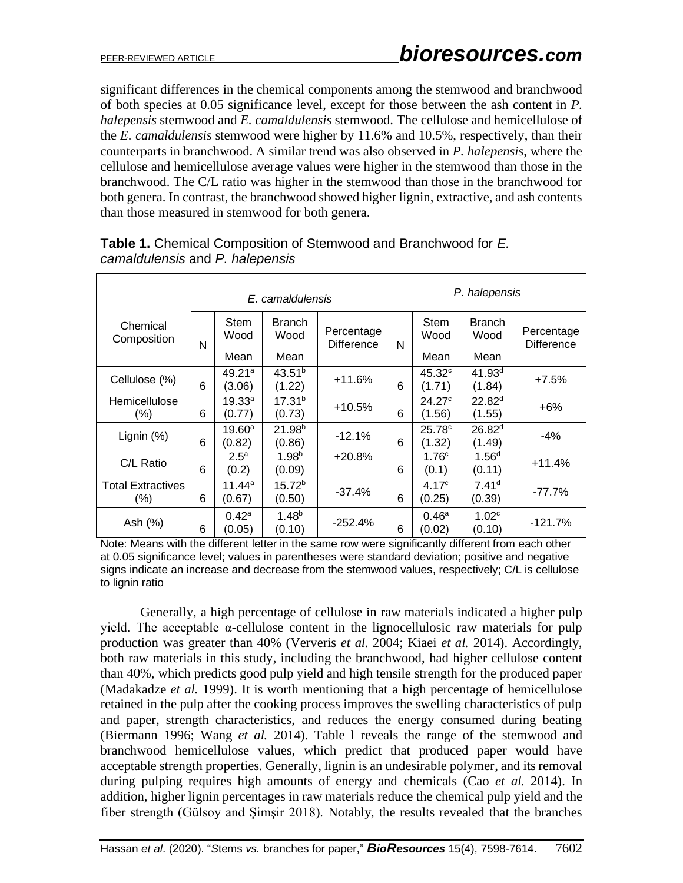significant differences in the chemical components among the stemwood and branchwood of both species at 0.05 significance level, except for those between the ash content in *P. halepensis* stemwood and *E. camaldulensis* stemwood. The cellulose and hemicellulose of the *E. camaldulensis* stemwood were higher by 11.6% and 10.5%, respectively, than their counterparts in branchwood. A similar trend was also observed in *P. halepensis*, where the cellulose and hemicellulose average values were higher in the stemwood than those in the branchwood. The C/L ratio was higher in the stemwood than those in the branchwood for both genera. In contrast, the branchwood showed higher lignin, extractive, and ash contents than those measured in stemwood for both genera.

**Table 1.** Chemical Composition of Stemwood and Branchwood for *E. camaldulensis* and *P. halepensis*

| Chemical Composition | *E. camaldulensis* | | | | *P. halepensis* | | | |
|---|---|---|---|---|---|---|---|---|
| | N | Stem Wood | Branch Wood | Percentage Difference | N | Stem Wood | Branch Wood | Percentage Difference |
| | | Mean | Mean | | | Mean | Mean | |
| Cellulose (%) | 6 | $49.21^{a}$ (3.06) | $43.51^{b}$ (1.22) | +11.6% | 6 | $45.32^{c}$ (1.71) | $41.93^{d}$ (1.84) | +7.5% |
| Hemicellulose (%) | 6 | $19.33^{a}$ (0.77) | $17.31^{b}$ (0.73) | +10.5% | 6 | $24.27^{c}$ (1.56) | $22.82^{d}$ (1.55) | +6% |
| Lignin (%) | 6 | $19.60^{a}$ (0.82) | $21.98^{b}$ (0.86) | -12.1% | 6 | $25.78^{c}$ (1.32) | $26.82^{d}$ (1.49) | -4% |
| C/L Ratio | 6 | $2.5^{a}$ (0.2) | $1.98^{b}$ (0.09) | +20.8% | 6 | $1.76^{c}$ (0.1) | $1.56^{d}$ (0.11) | +11.4% |
| Total Extractives (%) | 6 | $11.44^{a}$ (0.67) | $15.72^{b}$ (0.50) | -37.4% | 6 | $4.17^{c}$ (0.25) | $7.41^{d}$ (0.39) | -77.7% |
| Ash (%) | 6 | $0.42^{a}$ (0.05) | $1.48^{b}$ (0.10) | -252.4% | 6 | $0.46^{a}$ (0.02) | $1.02^{c}$ (0.10) | -121.7% |

Note: Means with the different letter in the same row were significantly different from each other at 0.05 significance level; values in parentheses were standard deviation; positive and negative signs indicate an increase and decrease from the stemwood values, respectively; C/L is cellulose to lignin ratio

Generally, a high percentage of cellulose in raw materials indicated a higher pulp yield. The acceptable α-cellulose content in the lignocellulosic raw materials for pulp production was greater than 40% (Ververis *et al.* 2004; Kiaei *et al.* 2014). Accordingly, both raw materials in this study, including the branchwood, had higher cellulose content than 40%, which predicts good pulp yield and high tensile strength for the produced paper (Madakadze *et al.* 1999). It is worth mentioning that a high percentage of hemicellulose retained in the pulp after the cooking process improves the swelling characteristics of pulp and paper, strength characteristics, and reduces the energy consumed during beating (Biermann 1996; Wang *et al.* 2014). Table l reveals the range of the stemwood and branchwood hemicellulose values, which predict that produced paper would have acceptable strength properties. Generally, lignin is an undesirable polymer, and its removal during pulping requires high amounts of energy and chemicals (Cao *et al.* 2014). In addition, higher lignin percentages in raw materials reduce the chemical pulp yield and the fiber strength (Gülsoy and Şimşir 2018). Notably, the results revealed that the branches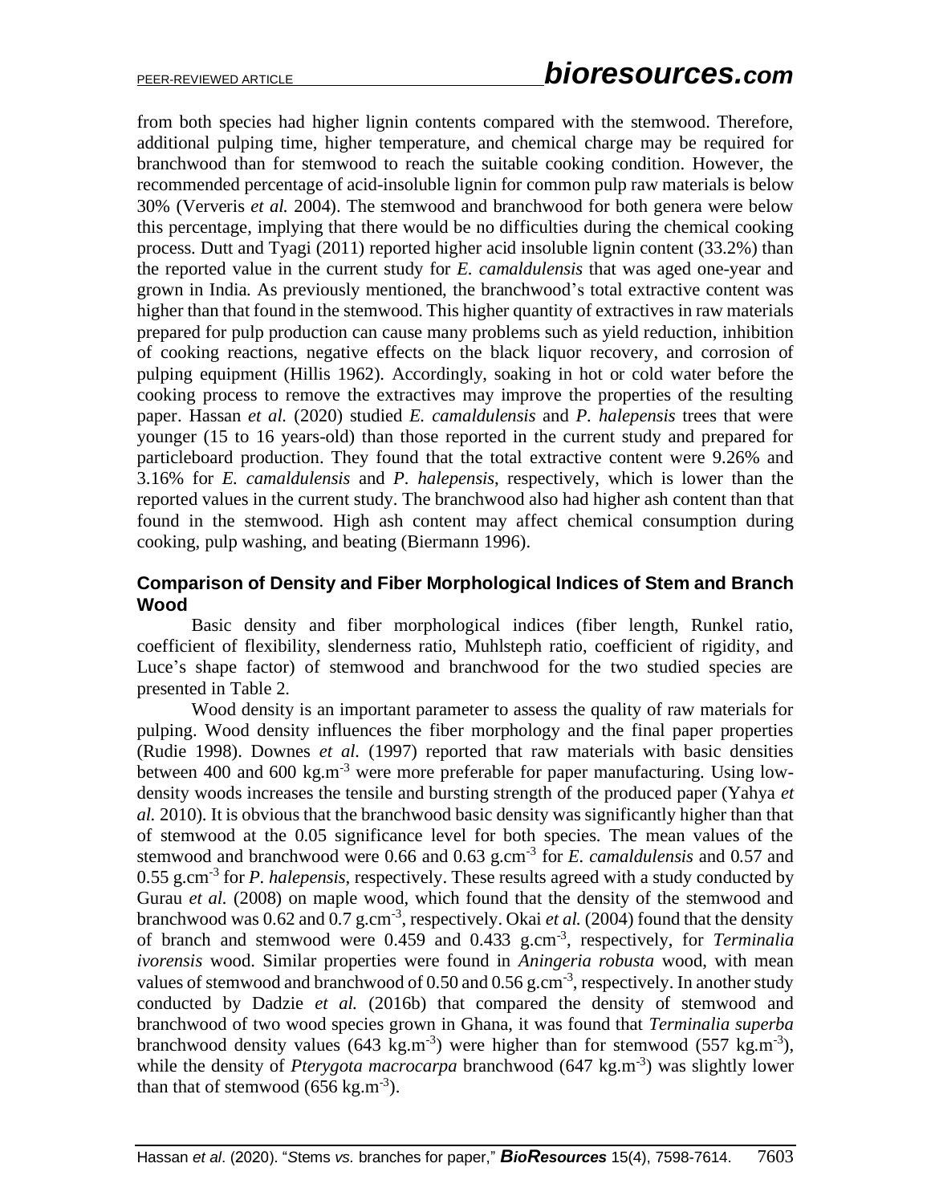from both species had higher lignin contents compared with the stemwood. Therefore, additional pulping time, higher temperature, and chemical charge may be required for branchwood than for stemwood to reach the suitable cooking condition. However, the recommended percentage of acid-insoluble lignin for common pulp raw materials is below 30% (Ververis *et al.* 2004). The stemwood and branchwood for both genera were below this percentage, implying that there would be no difficulties during the chemical cooking process. Dutt and Tyagi (2011) reported higher acid insoluble lignin content (33.2%) than the reported value in the current study for *E. camaldulensis* that was aged one-year and grown in India. As previously mentioned, the branchwood's total extractive content was higher than that found in the stemwood. This higher quantity of extractives in raw materials prepared for pulp production can cause many problems such as yield reduction, inhibition of cooking reactions, negative effects on the black liquor recovery, and corrosion of pulping equipment (Hillis 1962). Accordingly, soaking in hot or cold water before the cooking process to remove the extractives may improve the properties of the resulting paper. Hassan *et al.* (2020) studied *E. camaldulensis* and *P. halepensis* trees that were younger (15 to 16 years-old) than those reported in the current study and prepared for particleboard production. They found that the total extractive content were 9.26% and 3.16% for *E. camaldulensis* and *P. halepensis*, respectively, which is lower than the reported values in the current study. The branchwood also had higher ash content than that found in the stemwood. High ash content may affect chemical consumption during cooking, pulp washing, and beating (Biermann 1996).

## Comparison of Density and Fiber Morphological Indices of Stem and Branch Wood

Basic density and fiber morphological indices (fiber length, Runkel ratio, coefficient of flexibility, slenderness ratio, Muhlsteph ratio, coefficient of rigidity, and Luce's shape factor) of stemwood and branchwood for the two studied species are presented in Table 2.

Wood density is an important parameter to assess the quality of raw materials for pulping. Wood density influences the fiber morphology and the final paper properties (Rudie 1998). Downes *et al.* (1997) reported that raw materials with basic densities between 400 and 600 $kg.m^{-3}$ were more preferable for paper manufacturing. Using low-density woods increases the tensile and bursting strength of the produced paper (Yahya *et al.* 2010). It is obvious that the branchwood basic density was significantly higher than that of stemwood at the 0.05 significance level for both species. The mean values of the stemwood and branchwood were 0.66 and 0.63 $g.cm^{-3}$ for *E. camaldulensis* and 0.57 and 0.55 $g.cm^{-3}$ for *P. halepensis*, respectively. These results agreed with a study conducted by Gurau *et al.* (2008) on maple wood, which found that the density of the stemwood and branchwood was 0.62 and 0.7 $g.cm^{-3}$, respectively. Okai *et al.* (2004) found that the density of branch and stemwood were 0.459 and 0.433 $g.cm^{-3}$, respectively, for *Terminalia ivorensis* wood. Similar properties were found in *Aningeria robusta* wood, with mean values of stemwood and branchwood of 0.50 and 0.56 $g.cm^{-3}$, respectively. In another study conducted by Dadzie *et al.* (2016b) that compared the density of stemwood and branchwood of two wood species grown in Ghana, it was found that *Terminalia superba* branchwood density values (643 $kg.m^{-3}$) were higher than for stemwood (557 $kg.m^{-3}$), while the density of *Pterygota macrocarpa* branchwood (647 $kg.m^{-3}$) was slightly lower than that of stemwood (656 $kg.m^{-3}$).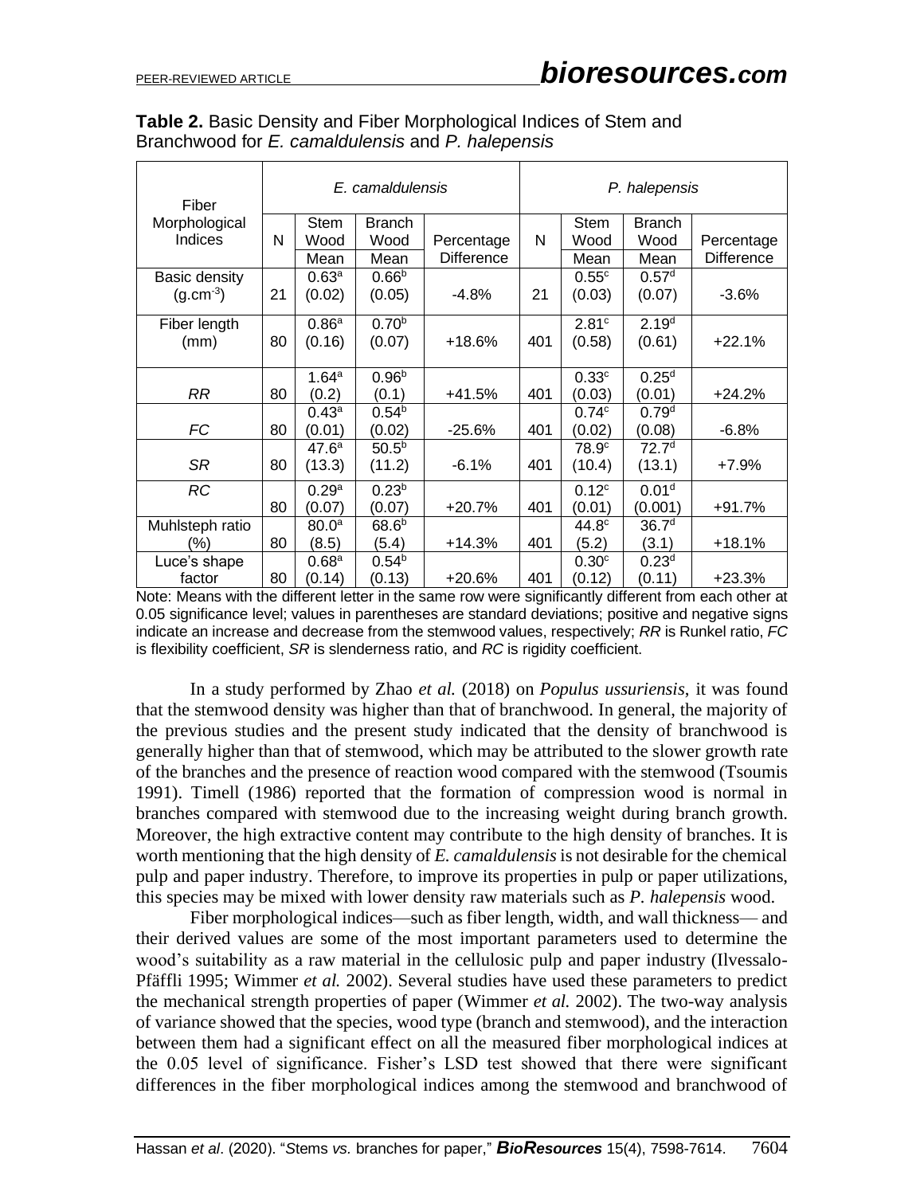**Table 2.** Basic Density and Fiber Morphological Indices of Stem and Branchwood for *E. camaldulensis* and *P. halepensis*

| Fiber Morphological Indices | *E. camaldulensis* | | | | *P. halepensis* | | | |
|---|---|---|---|---|---|---|---|---|
| | N | Stem Wood Mean | Branch Wood Mean | Percentage Difference | N | Stem Wood Mean | Branch Wood Mean | Percentage Difference |
| Basic density ($g.cm^{-3}$) | 21 | $0.63^{a}$ (0.02) | $0.66^{b}$ (0.05) | -4.8% | 21 | $0.55^{c}$ (0.03) | $0.57^{d}$ (0.07) | -3.6% |
| Fiber length (mm) | 80 | $0.86^{a}$ (0.16) | $0.70^{b}$ (0.07) | +18.6% | 401 | $2.81^{c}$ (0.58) | $2.19^{d}$ (0.61) | +22.1% |
| *RR* | 80 | $1.64^{a}$ (0.2) | $0.96^{b}$ (0.1) | +41.5% | 401 | $0.33^{c}$ (0.03) | $0.25^{d}$ (0.01) | +24.2% |
| *FC* | 80 | $0.43^{a}$ (0.01) | $0.54^{b}$ (0.02) | -25.6% | 401 | $0.74^{c}$ (0.02) | $0.79^{d}$ (0.08) | -6.8% |
| *SR* | 80 | $47.6^{a}$ (13.3) | $50.5^{b}$ (11.2) | -6.1% | 401 | $78.9^{c}$ (10.4) | $72.7^{d}$ (13.1) | +7.9% |
| *RC* | 80 | $0.29^{a}$ (0.07) | $0.23^{b}$ (0.07) | +20.7% | 401 | $0.12^{c}$ (0.01) | $0.01^{d}$ (0.001) | +91.7% |
| Muhlsteph ratio (%) | 80 | $80.0^{a}$ (8.5) | $68.6^{b}$ (5.4) | +14.3% | 401 | $44.8^{c}$ (5.2) | $36.7^{d}$ (3.1) | +18.1% |
| Luce's shape factor | 80 | $0.68^{a}$ (0.14) | $0.54^{b}$ (0.13) | +20.6% | 401 | $0.30^{c}$ (0.12) | $0.23^{d}$ (0.11) | +23.3% |

Note: Means with the different letter in the same row were significantly different from each other at 0.05 significance level; values in parentheses are standard deviations; positive and negative signs indicate an increase and decrease from the stemwood values, respectively; *RR* is Runkel ratio, *FC* is flexibility coefficient, *SR* is slenderness ratio, and *RC* is rigidity coefficient.

In a study performed by Zhao *et al.* (2018) on *Populus ussuriensis*, it was found that the stemwood density was higher than that of branchwood. In general, the majority of the previous studies and the present study indicated that the density of branchwood is generally higher than that of stemwood, which may be attributed to the slower growth rate of the branches and the presence of reaction wood compared with the stemwood (Tsoumis 1991). Timell (1986) reported that the formation of compression wood is normal in branches compared with stemwood due to the increasing weight during branch growth. Moreover, the high extractive content may contribute to the high density of branches. It is worth mentioning that the high density of *E. camaldulensis* is not desirable for the chemical pulp and paper industry. Therefore, to improve its properties in pulp or paper utilizations, this species may be mixed with lower density raw materials such as *P. halepensis* wood.

Fiber morphological indices—such as fiber length, width, and wall thickness— and their derived values are some of the most important parameters used to determine the wood's suitability as a raw material in the cellulosic pulp and paper industry (Ilvessalo-Pfäffli 1995; Wimmer *et al.* 2002). Several studies have used these parameters to predict the mechanical strength properties of paper (Wimmer *et al.* 2002). The two-way analysis of variance showed that the species, wood type (branch and stemwood), and the interaction between them had a significant effect on all the measured fiber morphological indices at the 0.05 level of significance. Fisher's LSD test showed that there were significant differences in the fiber morphological indices among the stemwood and branchwood of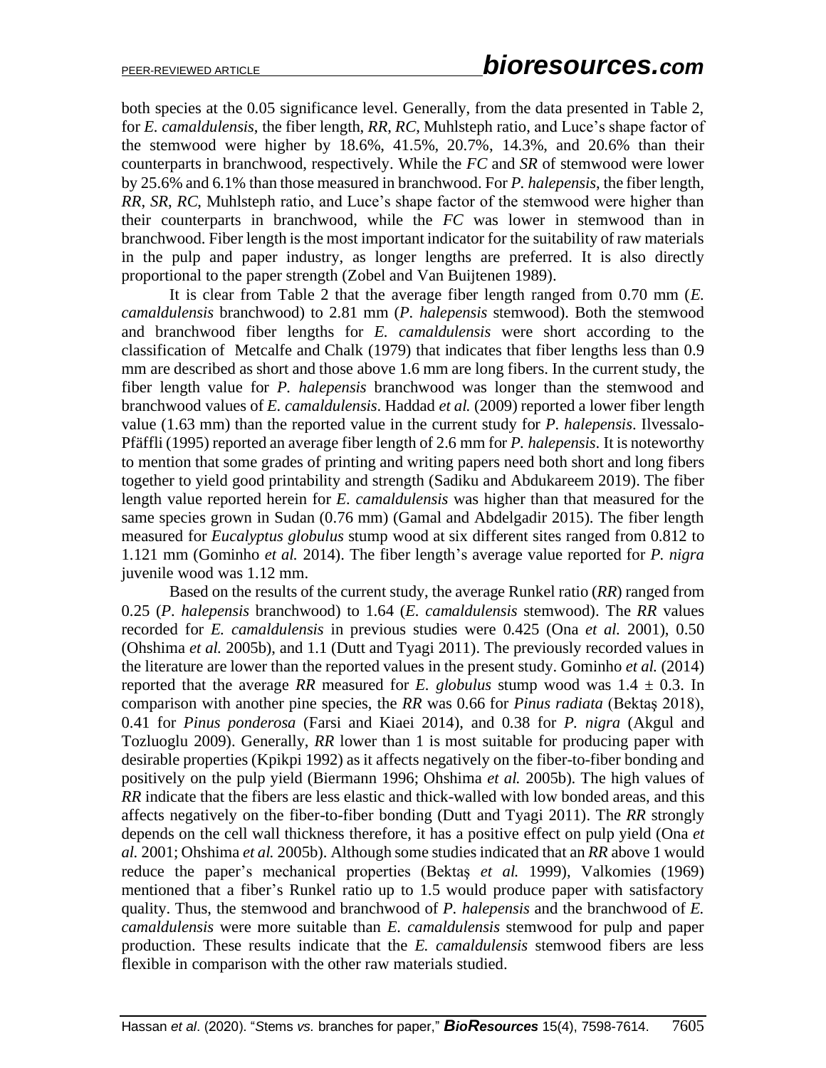both species at the 0.05 significance level. Generally, from the data presented in Table 2, for *E. camaldulensis*, the fiber length, *RR*, *RC*, Muhlsteph ratio, and Luce's shape factor of the stemwood were higher by 18.6%, 41.5%, 20.7%, 14.3%, and 20.6% than their counterparts in branchwood, respectively. While the *FC* and *SR* of stemwood were lower by 25.6% and 6.1% than those measured in branchwood. For *P. halepensis*, the fiber length, *RR*, *SR*, *RC*, Muhlsteph ratio, and Luce's shape factor of the stemwood were higher than their counterparts in branchwood, while the *FC* was lower in stemwood than in branchwood. Fiber length is the most important indicator for the suitability of raw materials in the pulp and paper industry, as longer lengths are preferred. It is also directly proportional to the paper strength (Zobel and Van Buijtenen 1989).

It is clear from Table 2 that the average fiber length ranged from 0.70 mm (*E. camaldulensis* branchwood) to 2.81 mm (*P. halepensis* stemwood). Both the stemwood and branchwood fiber lengths for *E. camaldulensis* were short according to the classification of Metcalfe and Chalk (1979) that indicates that fiber lengths less than 0.9 mm are described as short and those above 1.6 mm are long fibers. In the current study, the fiber length value for *P. halepensis* branchwood was longer than the stemwood and branchwood values of *E. camaldulensis*. Haddad *et al.* (2009) reported a lower fiber length value (1.63 mm) than the reported value in the current study for *P. halepensis*. Ilvessalo-Pfäffli (1995) reported an average fiber length of 2.6 mm for *P. halepensis*. It is noteworthy to mention that some grades of printing and writing papers need both short and long fibers together to yield good printability and strength (Sadiku and Abdukareem 2019). The fiber length value reported herein for *E. camaldulensis* was higher than that measured for the same species grown in Sudan (0.76 mm) (Gamal and Abdelgadir 2015). The fiber length measured for *Eucalyptus globulus* stump wood at six different sites ranged from 0.812 to 1.121 mm (Gominho *et al.* 2014). The fiber length's average value reported for *P. nigra* juvenile wood was 1.12 mm.

Based on the results of the current study, the average Runkel ratio (*RR*) ranged from 0.25 (*P. halepensis* branchwood) to 1.64 (*E. camaldulensis* stemwood). The *RR* values recorded for *E. camaldulensis* in previous studies were 0.425 (Ona *et al.* 2001), 0.50 (Ohshima *et al.* 2005b), and 1.1 (Dutt and Tyagi 2011). The previously recorded values in the literature are lower than the reported values in the present study. Gominho *et al.* (2014) reported that the average *RR* measured for *E. globulus* stump wood was 1.4 ± 0.3. In comparison with another pine species, the *RR* was 0.66 for *Pinus radiata* (Bektaş 2018), 0.41 for *Pinus ponderosa* (Farsi and Kiaei 2014), and 0.38 for *P. nigra* (Akgul and Tozluoglu 2009). Generally, *RR* lower than 1 is most suitable for producing paper with desirable properties (Kpikpi 1992) as it affects negatively on the fiber-to-fiber bonding and positively on the pulp yield (Biermann 1996; Ohshima *et al.* 2005b). The high values of *RR* indicate that the fibers are less elastic and thick-walled with low bonded areas, and this affects negatively on the fiber-to-fiber bonding (Dutt and Tyagi 2011). The *RR* strongly depends on the cell wall thickness therefore, it has a positive effect on pulp yield (Ona *et al.* 2001; Ohshima *et al.* 2005b). Although some studies indicated that an *RR* above 1 would reduce the paper's mechanical properties (Bektaş *et al.* 1999), Valkomies (1969) mentioned that a fiber's Runkel ratio up to 1.5 would produce paper with satisfactory quality. Thus, the stemwood and branchwood of *P. halepensis* and the branchwood of *E. camaldulensis* were more suitable than *E. camaldulensis* stemwood for pulp and paper production. These results indicate that the *E. camaldulensis* stemwood fibers are less flexible in comparison with the other raw materials studied.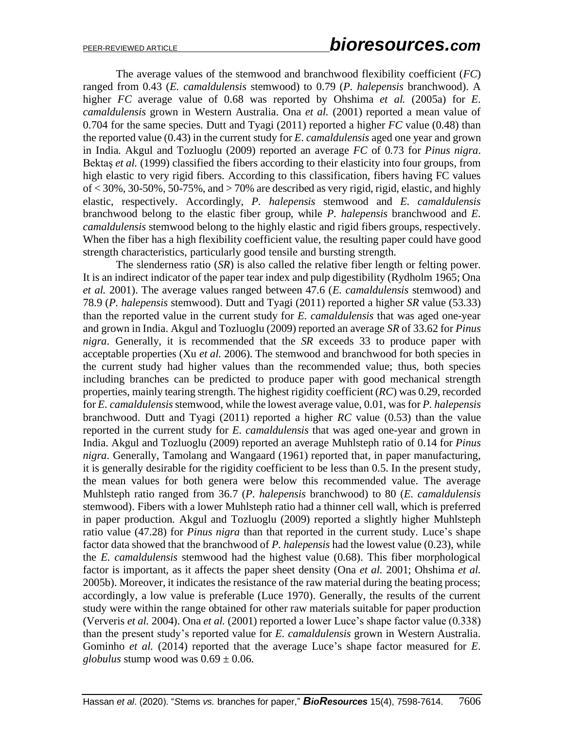The average values of the stemwood and branchwood flexibility coefficient (*FC*) ranged from 0.43 (*E. camaldulensis* stemwood) to 0.79 (*P. halepensis* branchwood). A higher *FC* average value of 0.68 was reported by Ohshima *et al.* (2005a) for *E. camaldulensis* grown in Western Australia. Ona *et al.* (2001) reported a mean value of 0.704 for the same species. Dutt and Tyagi (2011) reported a higher *FC* value (0.48) than the reported value (0.43) in the current study for *E. camaldulensis* aged one year and grown in India. Akgul and Tozluoglu (2009) reported an average *FC* of 0.73 for *Pinus nigra*. Bektaş *et al.* (1999) classified the fibers according to their elasticity into four groups, from high elastic to very rigid fibers. According to this classification, fibers having FC values of < 30%, 30-50%, 50-75%, and > 70% are described as very rigid, rigid, elastic, and highly elastic, respectively. Accordingly, *P. halepensis* stemwood and *E. camaldulensis* branchwood belong to the elastic fiber group, while *P. halepensis* branchwood and *E. camaldulensis* stemwood belong to the highly elastic and rigid fibers groups, respectively. When the fiber has a high flexibility coefficient value, the resulting paper could have good strength characteristics, particularly good tensile and bursting strength.

The slenderness ratio (*SR*) is also called the relative fiber length or felting power. It is an indirect indicator of the paper tear index and pulp digestibility (Rydholm 1965; Ona *et al.* 2001). The average values ranged between 47.6 (*E. camaldulensis* stemwood) and 78.9 (*P. halepensis* stemwood). Dutt and Tyagi (2011) reported a higher *SR* value (53.33) than the reported value in the current study for *E. camaldulensis* that was aged one-year and grown in India. Akgul and Tozluoglu (2009) reported an average *SR* of 33.62 for *Pinus nigra*. Generally, it is recommended that the *SR* exceeds 33 to produce paper with acceptable properties (Xu *et al.* 2006). The stemwood and branchwood for both species in the current study had higher values than the recommended value; thus, both species including branches can be predicted to produce paper with good mechanical strength properties, mainly tearing strength. The highest rigidity coefficient (*RC*) was 0.29, recorded for *E. camaldulensis* stemwood, while the lowest average value, 0.01, was for *P. halepensis* branchwood. Dutt and Tyagi (2011) reported a higher *RC* value (0.53) than the value reported in the current study for *E. camaldulensis* that was aged one-year and grown in India. Akgul and Tozluoglu (2009) reported an average Muhlsteph ratio of 0.14 for *Pinus nigra*. Generally, Tamolang and Wangaard (1961) reported that, in paper manufacturing, it is generally desirable for the rigidity coefficient to be less than 0.5. In the present study, the mean values for both genera were below this recommended value. The average Muhlsteph ratio ranged from 36.7 (*P. halepensis* branchwood) to 80 (*E. camaldulensis* stemwood). Fibers with a lower Muhlsteph ratio had a thinner cell wall, which is preferred in paper production. Akgul and Tozluoglu (2009) reported a slightly higher Muhlsteph ratio value (47.28) for *Pinus nigra* than that reported in the current study. Luce's shape factor data showed that the branchwood of *P. halepensis* had the lowest value (0.23), while the *E. camaldulensis* stemwood had the highest value (0.68). This fiber morphological factor is important, as it affects the paper sheet density (Ona *et al.* 2001; Ohshima *et al.* 2005b). Moreover, it indicates the resistance of the raw material during the beating process; accordingly, a low value is preferable (Luce 1970). Generally, the results of the current study were within the range obtained for other raw materials suitable for paper production (Ververis *et al.* 2004). Ona *et al.* (2001) reported a lower Luce's shape factor value (0.338) than the present study's reported value for *E. camaldulensis* grown in Western Australia. Gominho *et al.* (2014) reported that the average Luce's shape factor measured for *E. globulus* stump wood was $0.69 \pm 0.06$.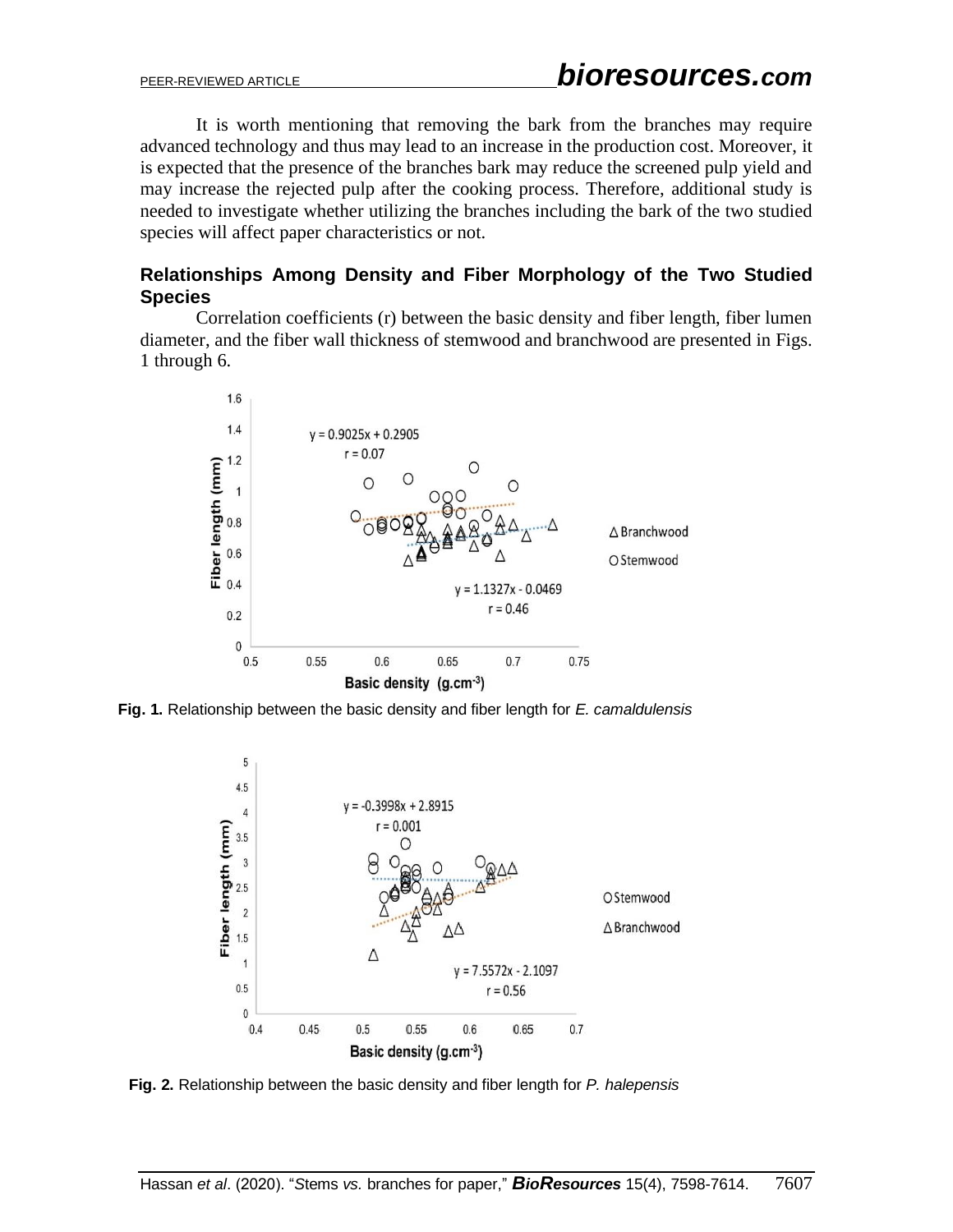It is worth mentioning that removing the bark from the branches may require advanced technology and thus may lead to an increase in the production cost. Moreover, it is expected that the presence of the branches bark may reduce the screened pulp yield and may increase the rejected pulp after the cooking process. Therefore, additional study is needed to investigate whether utilizing the branches including the bark of the two studied species will affect paper characteristics or not.

### Relationships Among Density and Fiber Morphology of the Two Studied Species

Correlation coefficients (r) between the basic density and fiber length, fiber lumen diameter, and the fiber wall thickness of stemwood and branchwood are presented in Figs. 1 through 6.

**Fig. 1.** Relationship between the basic density and fiber length for *E. camaldulensis*

**Fig. 2.** Relationship between the basic density and fiber length for *P. halepensis*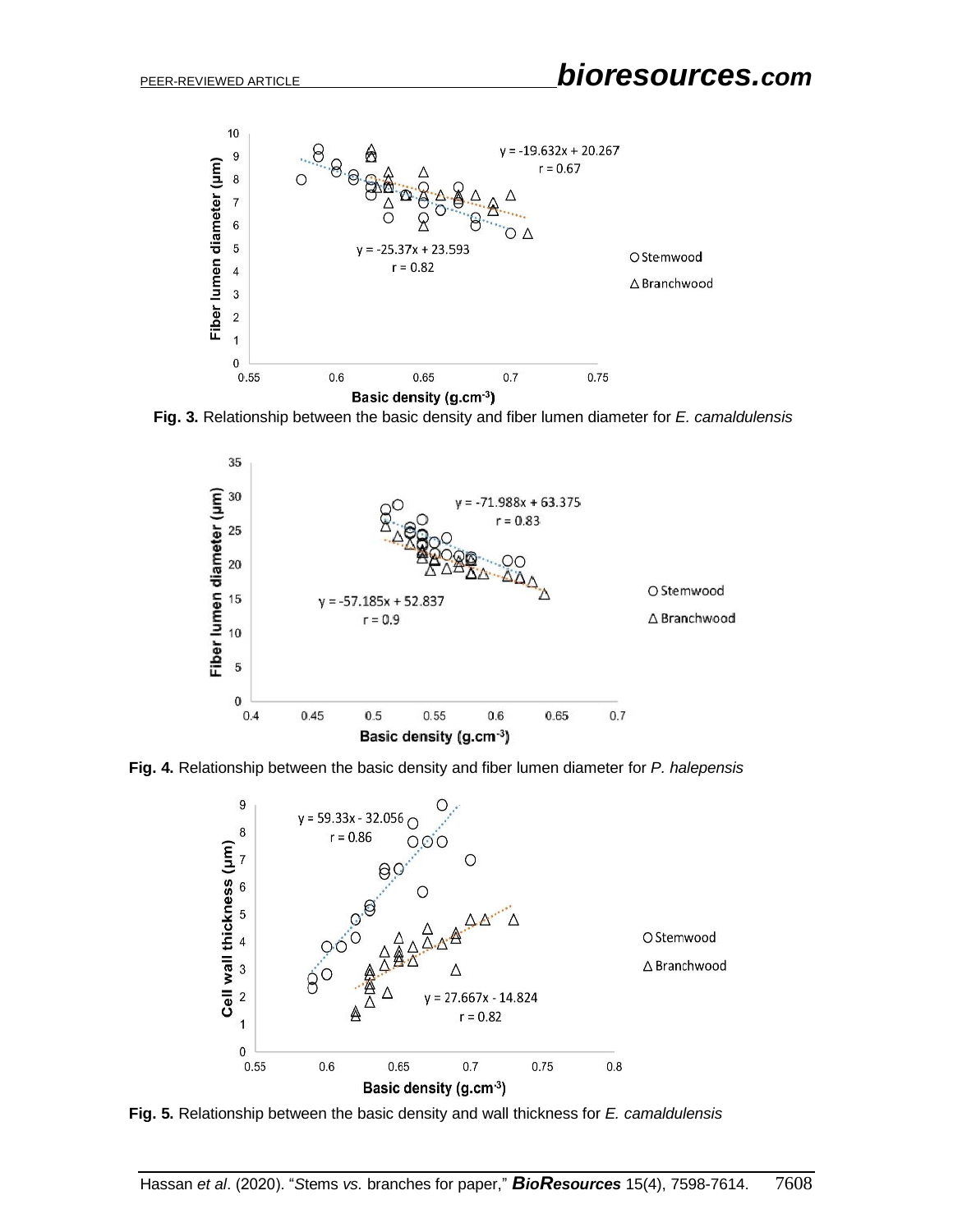Fig. 3. Relationship between the basic density and fiber lumen diameter for *E. camaldulensis*

Fig. 4. Relationship between the basic density and fiber lumen diameter for *P. halepensis*

Fig. 5. Relationship between the basic density and wall thickness for *E. camaldulensis*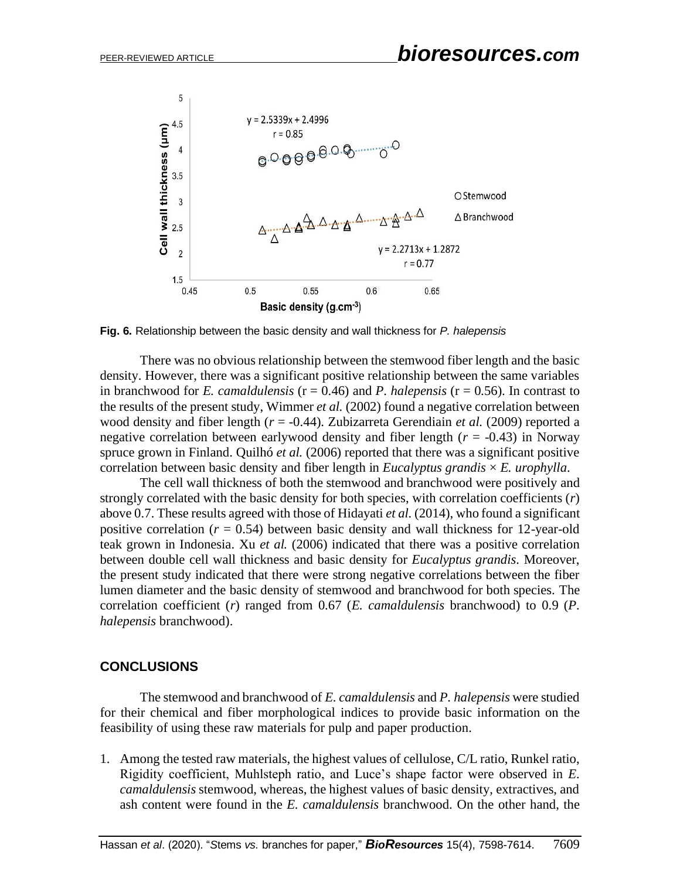Fig. 6. Relationship between the basic density and wall thickness for *P. halepensis*

There was no obvious relationship between the stemwood fiber length and the basic density. However, there was a significant positive relationship between the same variables in branchwood for *E. camaldulensis* (r = 0.46) and *P. halepensis* (r = 0.56). In contrast to the results of the present study, Wimmer *et al.* (2002) found a negative correlation between wood density and fiber length ($r$ = -0.44). Zubizarreta Gerendiain *et al.* (2009) reported a negative correlation between earlywood density and fiber length ($r$ = -0.43) in Norway spruce grown in Finland. Quilhó *et al.* (2006) reported that there was a significant positive correlation between basic density and fiber length in *Eucalyptus grandis* × *E. urophylla*.

The cell wall thickness of both the stemwood and branchwood were positively and strongly correlated with the basic density for both species, with correlation coefficients ($r$) above 0.7. These results agreed with those of Hidayati *et al.* (2014), who found a significant positive correlation ($r$ = 0.54) between basic density and wall thickness for 12-year-old teak grown in Indonesia. Xu *et al.* (2006) indicated that there was a positive correlation between double cell wall thickness and basic density for *Eucalyptus grandis*. Moreover, the present study indicated that there were strong negative correlations between the fiber lumen diameter and the basic density of stemwood and branchwood for both species. The correlation coefficient ($r$) ranged from 0.67 (*E. camaldulensis* branchwood) to 0.9 (*P. halepensis* branchwood).

## CONCLUSIONS

The stemwood and branchwood of *E. camaldulensis* and *P. halepensis* were studied for their chemical and fiber morphological indices to provide basic information on the feasibility of using these raw materials for pulp and paper production.

1. Among the tested raw materials, the highest values of cellulose, C/L ratio, Runkel ratio, Rigidity coefficient, Muhlsteph ratio, and Luce's shape factor were observed in *E. camaldulensis* stemwood, whereas, the highest values of basic density, extractives, and ash content were found in the *E. camaldulensis* branchwood. On the other hand, the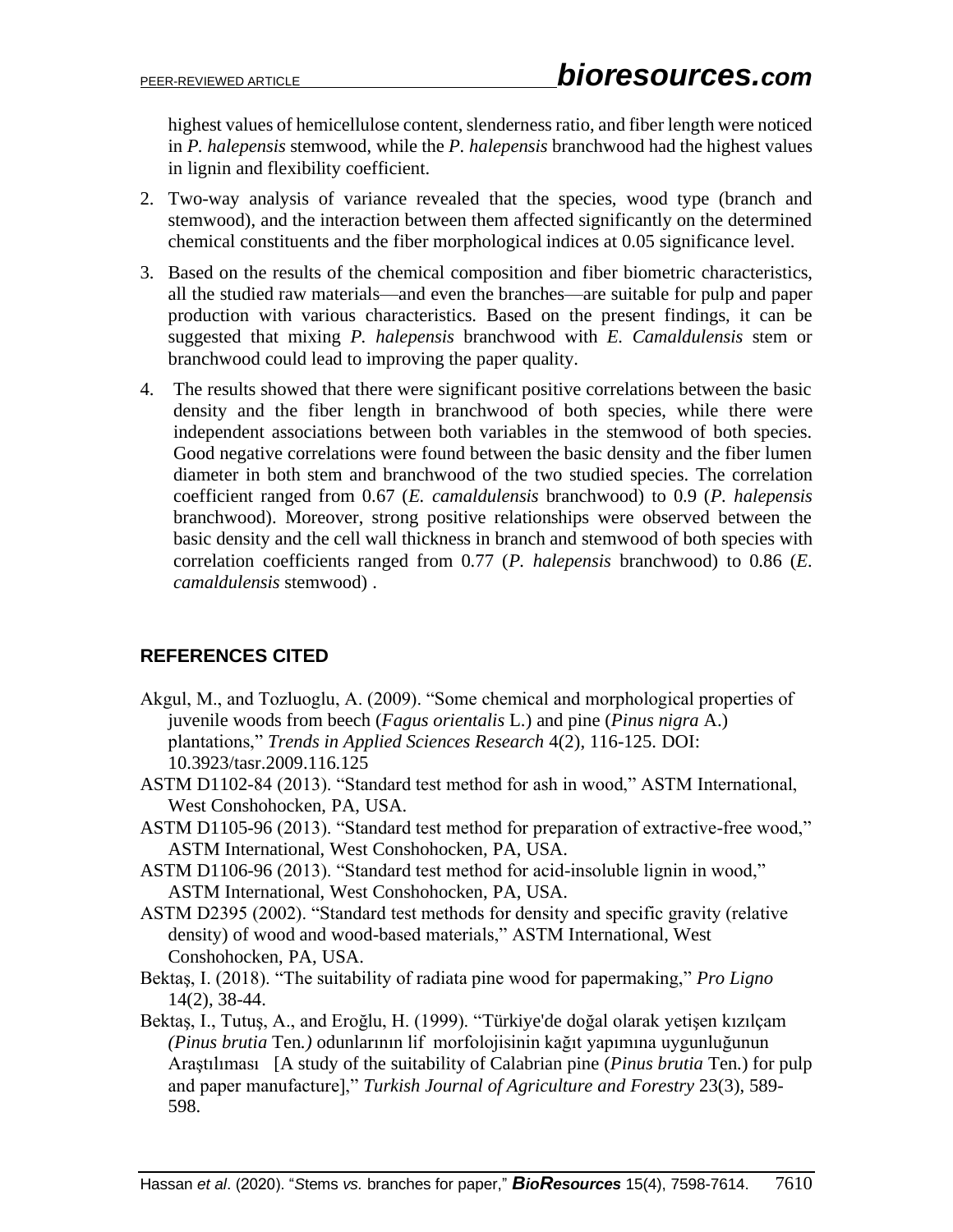highest values of hemicellulose content, slenderness ratio, and fiber length were noticed in *P. halepensis* stemwood, while the *P. halepensis* branchwood had the highest values in lignin and flexibility coefficient.

2. Two-way analysis of variance revealed that the species, wood type (branch and stemwood), and the interaction between them affected significantly on the determined chemical constituents and the fiber morphological indices at 0.05 significance level.
3. Based on the results of the chemical composition and fiber biometric characteristics, all the studied raw materials—and even the branches—are suitable for pulp and paper production with various characteristics. Based on the present findings, it can be suggested that mixing *P. halepensis* branchwood with *E. Camaldulensis* stem or branchwood could lead to improving the paper quality.
4. The results showed that there were significant positive correlations between the basic density and the fiber length in branchwood of both species, while there were independent associations between both variables in the stemwood of both species. Good negative correlations were found between the basic density and the fiber lumen diameter in both stem and branchwood of the two studied species. The correlation coefficient ranged from 0.67 (*E. camaldulensis* branchwood) to 0.9 (*P. halepensis* branchwood). Moreover, strong positive relationships were observed between the basic density and the cell wall thickness in branch and stemwood of both species with correlation coefficients ranged from 0.77 (*P. halepensis* branchwood) to 0.86 (*E. camaldulensis* stemwood) .

## REFERENCES CITED

Akgul, M., and Tozluoglu, A. (2009). "Some chemical and morphological properties of juvenile woods from beech (*Fagus orientalis* L.) and pine (*Pinus nigra* A.) plantations," *Trends in Applied Sciences Research* 4(2), 116-125. DOI: 10.3923/tasr.2009.116.125

ASTM D1102-84 (2013). "Standard test method for ash in wood," ASTM International, West Conshohocken, PA, USA.

ASTM D1105-96 (2013). "Standard test method for preparation of extractive-free wood," ASTM International, West Conshohocken, PA, USA.

ASTM D1106-96 (2013). "Standard test method for acid-insoluble lignin in wood," ASTM International, West Conshohocken, PA, USA.

ASTM D2395 (2002). "Standard test methods for density and specific gravity (relative density) of wood and wood-based materials," ASTM International, West Conshohocken, PA, USA.

Bektaş, I. (2018). "The suitability of radiata pine wood for papermaking," *Pro Ligno* 14(2), 38-44.

Bektaş, I., Tutuş, A., and Eroğlu, H. (1999). "Türkiye'de doğal olarak yetişen kızılçam *(Pinus brutia* Ten*.)* odunlarının lif morfolojisinin kağıt yapımına uygunluğunun Araştılıması [A study of the suitability of Calabrian pine (*Pinus brutia* Ten.) for pulp and paper manufacture]," *Turkish Journal of Agriculture and Forestry* 23(3), 589-598.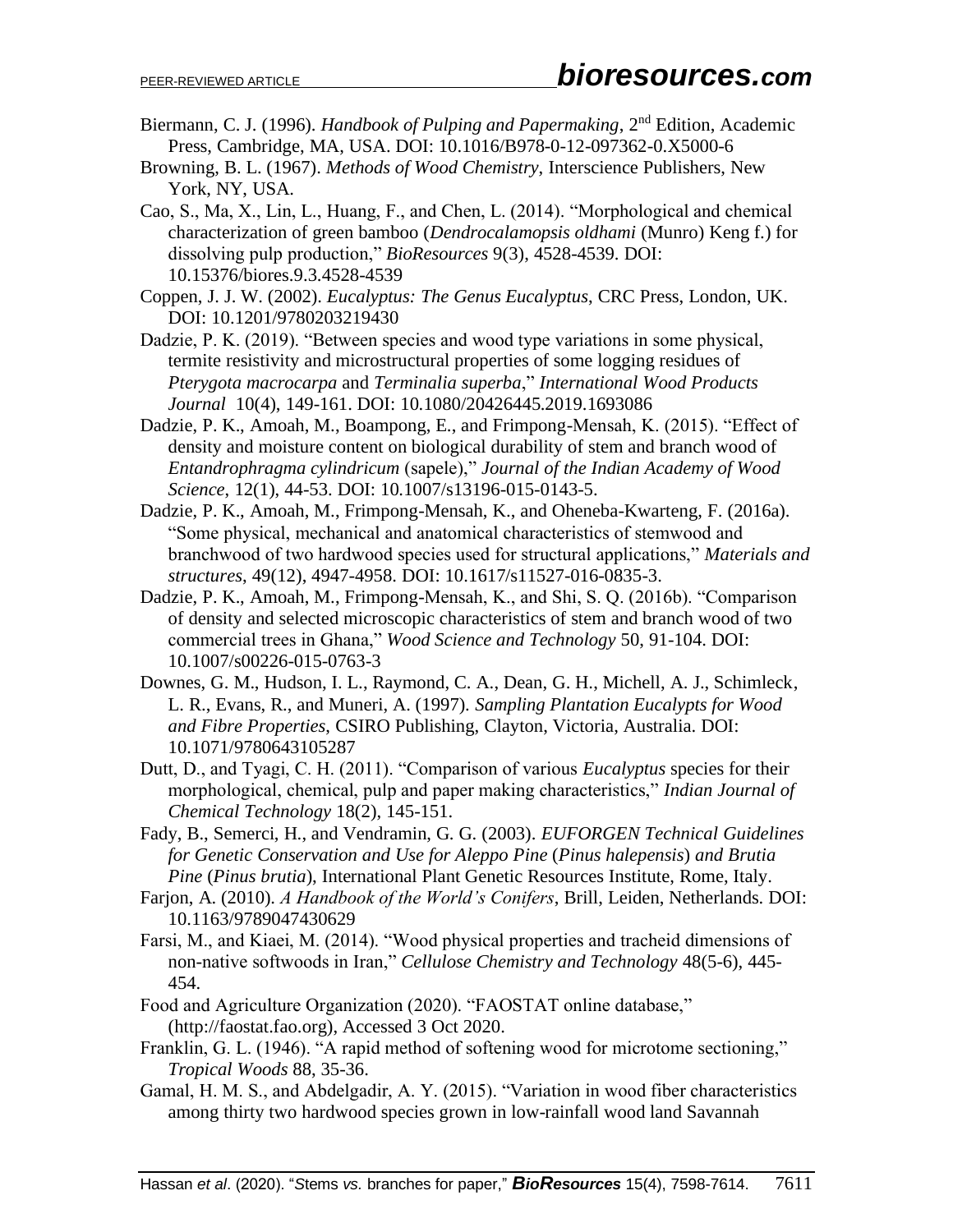Biermann, C. J. (1996). *Handbook of Pulping and Papermaking*, 2nd Edition, Academic Press, Cambridge, MA, USA. DOI: 10.1016/B978-0-12-097362-0.X5000-6

Browning, B. L. (1967). *Methods of Wood Chemistry*, Interscience Publishers, New York, NY, USA.

Cao, S., Ma, X., Lin, L., Huang, F., and Chen, L. (2014). "Morphological and chemical characterization of green bamboo (*Dendrocalamopsis oldhami* (Munro) Keng f.) for dissolving pulp production," *BioResources* 9(3), 4528-4539. DOI: 10.15376/biores.9.3.4528-4539

Coppen, J. J. W. (2002). *Eucalyptus: The Genus Eucalyptus*, CRC Press, London, UK. DOI: 10.1201/9780203219430

Dadzie, P. K. (2019). "Between species and wood type variations in some physical, termite resistivity and microstructural properties of some logging residues of *Pterygota macrocarpa* and *Terminalia superba*," *International Wood Products Journal* 10(4), 149-161. DOI: 10.1080/20426445.2019.1693086

Dadzie, P. K., Amoah, M., Boampong, E., and Frimpong-Mensah, K. (2015). "Effect of density and moisture content on biological durability of stem and branch wood of *Entandrophragma cylindricum* (sapele)," *Journal of the Indian Academy of Wood Science*, 12(1), 44-53. DOI: 10.1007/s13196-015-0143-5.

Dadzie, P. K., Amoah, M., Frimpong-Mensah, K., and Oheneba-Kwarteng, F. (2016a). "Some physical, mechanical and anatomical characteristics of stemwood and branchwood of two hardwood species used for structural applications," *Materials and structures*, 49(12), 4947-4958. DOI: 10.1617/s11527-016-0835-3.

Dadzie, P. K., Amoah, M., Frimpong-Mensah, K., and Shi, S. Q. (2016b). "Comparison of density and selected microscopic characteristics of stem and branch wood of two commercial trees in Ghana," *Wood Science and Technology* 50, 91-104. DOI: 10.1007/s00226-015-0763-3

Downes, G. M., Hudson, I. L., Raymond, C. A., Dean, G. H., Michell, A. J., Schimleck, L. R., Evans, R., and Muneri, A. (1997). *Sampling Plantation Eucalypts for Wood and Fibre Properties*, CSIRO Publishing, Clayton, Victoria, Australia. DOI: 10.1071/9780643105287

Dutt, D., and Tyagi, C. H. (2011). "Comparison of various *Eucalyptus* species for their morphological, chemical, pulp and paper making characteristics," *Indian Journal of Chemical Technology* 18(2), 145-151.

Fady, B., Semerci, H., and Vendramin, G. G. (2003). *EUFORGEN Technical Guidelines for Genetic Conservation and Use for Aleppo Pine* (*Pinus halepensis*) *and Brutia Pine* (*Pinus brutia*), International Plant Genetic Resources Institute, Rome, Italy.

Farjon, A. (2010). *A Handbook of the World's Conifers*, Brill, Leiden, Netherlands. DOI: 10.1163/9789047430629

Farsi, M., and Kiaei, M. (2014). "Wood physical properties and tracheid dimensions of non-native softwoods in Iran," *Cellulose Chemistry and Technology* 48(5-6), 445-454.

Food and Agriculture Organization (2020). "FAOSTAT online database," (http://faostat.fao.org), Accessed 3 Oct 2020.

Franklin, G. L. (1946). "A rapid method of softening wood for microtome sectioning," *Tropical Woods* 88, 35-36.

Gamal, H. M. S., and Abdelgadir, A. Y. (2015). "Variation in wood fiber characteristics among thirty two hardwood species grown in low-rainfall wood land Savannah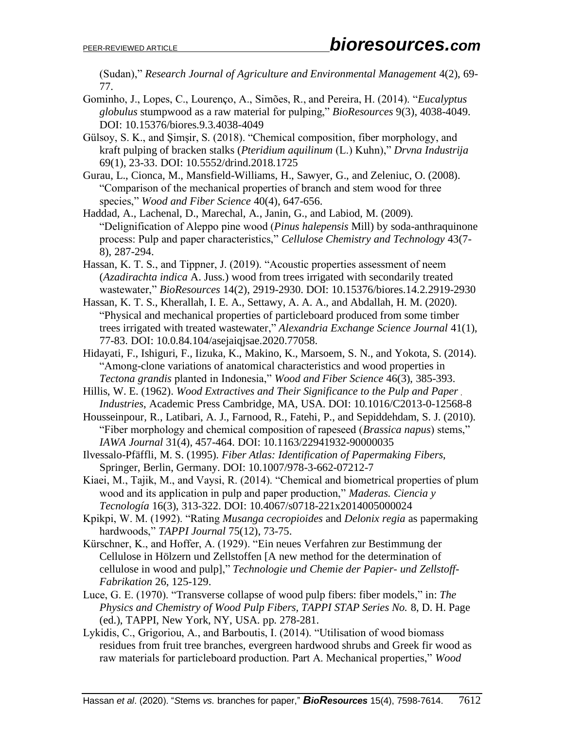(Sudan)," *Research Journal of Agriculture and Environmental Management* 4(2), 69-77.

Gominho, J., Lopes, C., Lourenço, A., Simões, R., and Pereira, H. (2014). "*Eucalyptus globulus* stumpwood as a raw material for pulping," *BioResources* 9(3), 4038-4049. DOI: 10.15376/biores.9.3.4038-4049

Gülsoy, S. K., and Şimşir, S. (2018). "Chemical composition, fiber morphology, and kraft pulping of bracken stalks (*Pteridium aquilinum* (L.) Kuhn)," *Drvna Industrija* 69(1), 23-33. DOI: 10.5552/drind.2018.1725

Gurau, L., Cionca, M., Mansfield-Williams, H., Sawyer, G., and Zeleniuc, O. (2008). "Comparison of the mechanical properties of branch and stem wood for three species," *Wood and Fiber Science* 40(4), 647-656.

Haddad, A., Lachenal, D., Marechal, A., Janin, G., and Labiod, M. (2009). "Delignification of Aleppo pine wood (*Pinus halepensis* Mill) by soda-anthraquinone process: Pulp and paper characteristics," *Cellulose Chemistry and Technology* 43(7-8), 287-294.

Hassan, K. T. S., and Tippner, J. (2019). "Acoustic properties assessment of neem (*Azadirachta indica* A. Juss.) wood from trees irrigated with secondarily treated wastewater," *BioResources* 14(2), 2919-2930. DOI: 10.15376/biores.14.2.2919-2930

Hassan, K. T. S., Kherallah, I. E. A., Settawy, A. A. A., and Abdallah, H. M. (2020). "Physical and mechanical properties of particleboard produced from some timber trees irrigated with treated wastewater," *Alexandria Exchange Science Journal* 41(1), 77-83. DOI: 10.0.84.104/asejaiqjsae.2020.77058.

Hidayati, F., Ishiguri, F., Iizuka, K., Makino, K., Marsoem, S. N., and Yokota, S. (2014). "Among-clone variations of anatomical characteristics and wood properties in *Tectona grandis* planted in Indonesia," *Wood and Fiber Science* 46(3), 385-393.

Hillis, W. E. (1962). *Wood Extractives and Their Significance to the Pulp and Paper Industries*, Academic Press Cambridge, MA, USA. DOI: 10.1016/C2013-0-12568-8

Housseinpour, R., Latibari, A. J., Farnood, R., Fatehi, P., and Sepiddehdam, S. J. (2010). "Fiber morphology and chemical composition of rapeseed (*Brassica napus*) stems," *IAWA Journal* 31(4), 457-464. DOI: 10.1163/22941932-90000035

Ilvessalo-Pfäffli, M. S. (1995). *Fiber Atlas: Identification of Papermaking Fibers*, Springer, Berlin, Germany. DOI: 10.1007/978-3-662-07212-7

Kiaei, M., Tajik, M., and Vaysi, R. (2014). "Chemical and biometrical properties of plum wood and its application in pulp and paper production," *Maderas. Ciencia y Tecnología* 16(3), 313-322. DOI: 10.4067/s0718-221x2014005000024

Kpikpi, W. M. (1992). "Rating *Musanga cecropioides* and *Delonix regia* as papermaking hardwoods," *TAPPI Journal* 75(12), 73-75.

Kürschner, K., and Hoffer, A. (1929). "Ein neues Verfahren zur Bestimmung der Cellulose in Hölzern und Zellstoffen [A new method for the determination of cellulose in wood and pulp]," *Technologie und Chemie der Papier- und Zellstoff-Fabrikation* 26, 125-129.

Luce, G. E. (1970). "Transverse collapse of wood pulp fibers: fiber models," in: *The Physics and Chemistry of Wood Pulp Fibers, TAPPI STAP Series No.* 8, D. H. Page (ed.), TAPPI, New York, NY, USA. pp. 278-281.

Lykidis, C., Grigoriou, A., and Barboutis, I. (2014). "Utilisation of wood biomass residues from fruit tree branches, evergreen hardwood shrubs and Greek fir wood as raw materials for particleboard production. Part A. Mechanical properties," *Wood*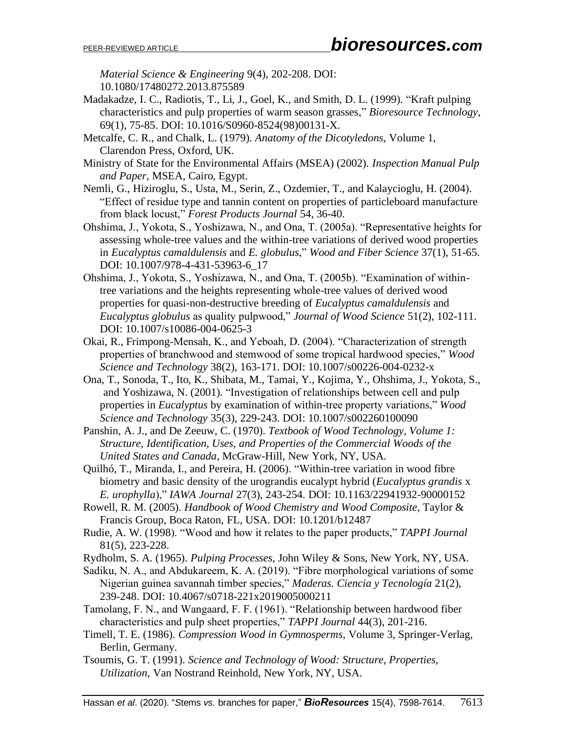*Material Science & Engineering* 9(4), 202-208. DOI: 10.1080/17480272.2013.875589

Madakadze, I. C., Radiotis, T., Li, J., Goel, K., and Smith, D. L. (1999). "Kraft pulping characteristics and pulp properties of warm season grasses," *Bioresource Technology*, 69(1), 75-85. DOI: 10.1016/S0960-8524(98)00131-X.

Metcalfe, C. R., and Chalk, L. (1979). *Anatomy of the Dicotyledons*, Volume 1, Clarendon Press, Oxford, UK.

Ministry of State for the Environmental Affairs (MSEA) (2002). *Inspection Manual Pulp and Paper*, MSEA, Cairo, Egypt.

Nemli, G., Hiziroglu, S., Usta, M., Serin, Z., Ozdemier, T., and Kalaycioglu, H. (2004). "Effect of residue type and tannin content on properties of particleboard manufacture from black locust," *Forest Products Journal* 54, 36-40.

Ohshima, J., Yokota, S., Yoshizawa, N., and Ona, T. (2005a). "Representative heights for assessing whole-tree values and the within-tree variations of derived wood properties in *Eucalyptus camaldulensis* and *E. globulus*," *Wood and Fiber Science* 37(1), 51-65. DOI: 10.1007/978-4-431-53963-6_17

Ohshima, J., Yokota, S., Yoshizawa, N., and Ona, T. (2005b). "Examination of within-tree variations and the heights representing whole-tree values of derived wood properties for quasi-non-destructive breeding of *Eucalyptus camaldulensis* and *Eucalyptus globulus* as quality pulpwood," *Journal of Wood Science* 51(2), 102-111. DOI: 10.1007/s10086-004-0625-3

Okai, R., Frimpong-Mensah, K., and Yeboah, D. (2004). "Characterization of strength properties of branchwood and stemwood of some tropical hardwood species," *Wood Science and Technology* 38(2), 163-171. DOI: 10.1007/s00226-004-0232-x

Ona, T., Sonoda, T., Ito, K., Shibata, M., Tamai, Y., Kojima, Y., Ohshima, J., Yokota, S., and Yoshizawa, N. (2001). "Investigation of relationships between cell and pulp properties in *Eucalyptus* by examination of within-tree property variations," *Wood Science and Technology* 35(3), 229-243. DOI: 10.1007/s002260100090

Panshin, A. J., and De Zeeuw, C. (1970). *Textbook of Wood Technology, Volume 1: Structure, Identification, Uses, and Properties of the Commercial Woods of the United States and Canada*, McGraw-Hill, New York, NY, USA.

Quilhó, T., Miranda, I., and Pereira, H. (2006). "Within-tree variation in wood fibre biometry and basic density of the urograndis eucalypt hybrid (*Eucalyptus grandis* x *E. urophylla*)," *IAWA Journal* 27(3), 243-254. DOI: 10.1163/22941932-90000152

Rowell, R. M. (2005). *Handbook of Wood Chemistry and Wood Composite*, Taylor & Francis Group, Boca Raton, FL, USA. DOI: 10.1201/b12487

Rudie, A. W. (1998). "Wood and how it relates to the paper products," *TAPPI Journal* 81(5), 223-228.

Rydholm, S. A. (1965). *Pulping Processes*, John Wiley & Sons, New York, NY, USA.

Sadiku, N. A., and Abdukareem, K. A. (2019). "Fibre morphological variations of some Nigerian guinea savannah timber species," *Maderas. Ciencia y Tecnología* 21(2), 239-248. DOI: 10.4067/s0718-221x2019005000211

Tamolang, F. N., and Wangaard, F. F. (1961). "Relationship between hardwood fiber characteristics and pulp sheet properties," *TAPPI Journal* 44(3), 201-216.

Timell, T. E. (1986). *Compression Wood in Gymnosperms*, Volume 3, Springer-Verlag, Berlin, Germany.

Tsoumis, G. T. (1991). *Science and Technology of Wood: Structure, Properties, Utilization,* Van Nostrand Reinhold, New York, NY, USA.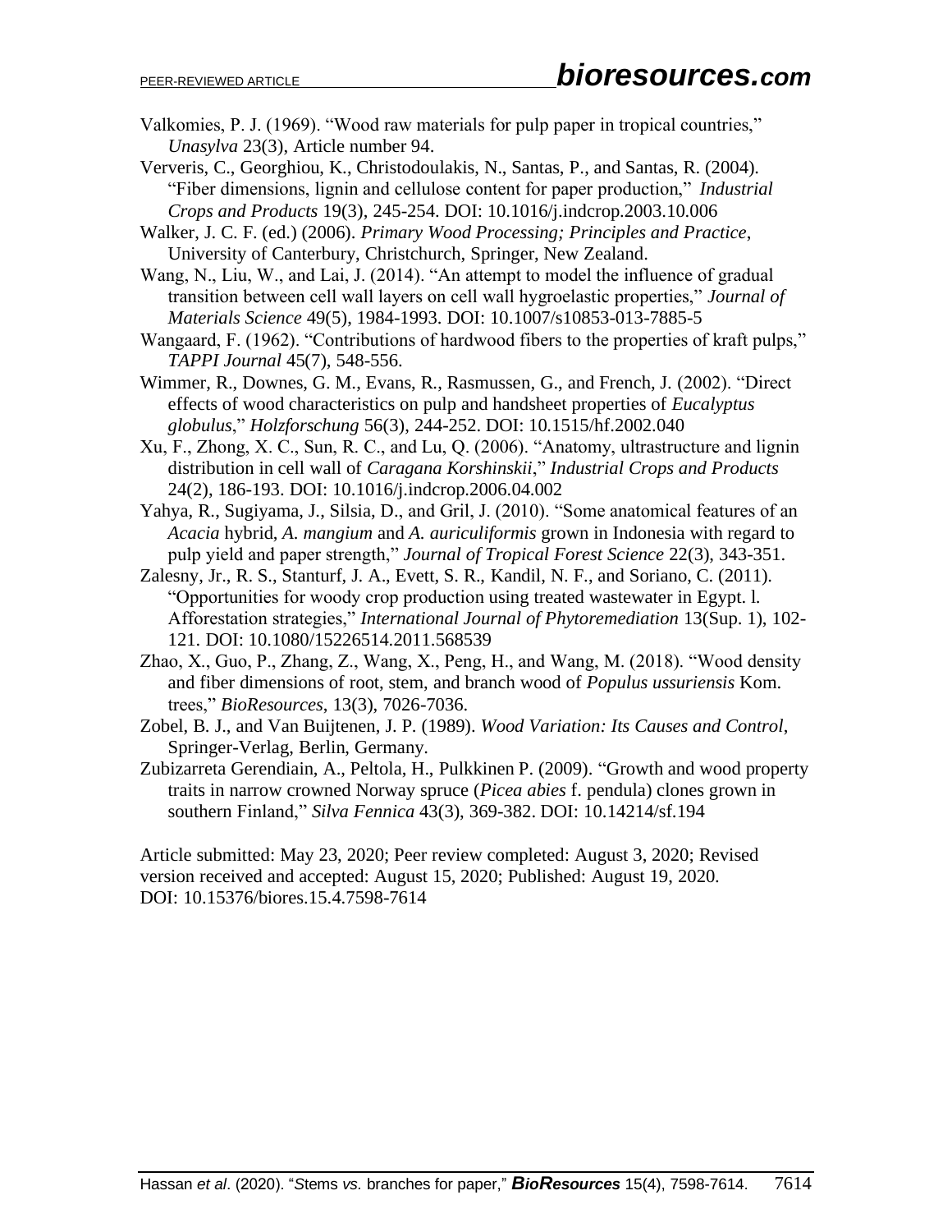Valkomies, P. J. (1969). "Wood raw materials for pulp paper in tropical countries," *Unasylva* 23(3), Article number 94.

Ververis, C., Georghiou, K., Christodoulakis, N., Santas, P., and Santas, R. (2004). "Fiber dimensions, lignin and cellulose content for paper production," *Industrial Crops and Products* 19(3), 245-254. DOI: 10.1016/j.indcrop.2003.10.006

Walker, J. C. F. (ed.) (2006). *Primary Wood Processing; Principles and Practice*, University of Canterbury, Christchurch, Springer, New Zealand.

Wang, N., Liu, W., and Lai, J. (2014). "An attempt to model the influence of gradual transition between cell wall layers on cell wall hygroelastic properties," *Journal of Materials Science* 49(5), 1984-1993. DOI: 10.1007/s10853-013-7885-5

Wangaard, F. (1962). "Contributions of hardwood fibers to the properties of kraft pulps," *TAPPI Journal* 45(7), 548-556.

Wimmer, R., Downes, G. M., Evans, R., Rasmussen, G., and French, J. (2002). "Direct effects of wood characteristics on pulp and handsheet properties of *Eucalyptus globulus*," *Holzforschung* 56(3), 244-252. DOI: 10.1515/hf.2002.040

Xu, F., Zhong, X. C., Sun, R. C., and Lu, Q. (2006). "Anatomy, ultrastructure and lignin distribution in cell wall of *Caragana Korshinskii*," *Industrial Crops and Products* 24(2), 186-193. DOI: 10.1016/j.indcrop.2006.04.002

Yahya, R., Sugiyama, J., Silsia, D., and Gril, J. (2010). "Some anatomical features of an *Acacia* hybrid, *A. mangium* and *A. auriculiformis* grown in Indonesia with regard to pulp yield and paper strength," *Journal of Tropical Forest Science* 22(3), 343-351.

Zalesny, Jr., R. S., Stanturf, J. A., Evett, S. R., Kandil, N. F., and Soriano, C. (2011). "Opportunities for woody crop production using treated wastewater in Egypt. l. Afforestation strategies," *International Journal of Phytoremediation* 13(Sup. 1), 102-121. DOI: 10.1080/15226514.2011.568539

Zhao, X., Guo, P., Zhang, Z., Wang, X., Peng, H., and Wang, M. (2018). "Wood density and fiber dimensions of root, stem, and branch wood of *Populus ussuriensis* Kom. trees," *BioResources*, 13(3), 7026-7036.

Zobel, B. J., and Van Buijtenen, J. P. (1989). *Wood Variation: Its Causes and Control*, Springer-Verlag, Berlin, Germany.

Zubizarreta Gerendiain, A., Peltola, H., Pulkkinen P. (2009). "Growth and wood property traits in narrow crowned Norway spruce (*Picea abies* f. pendula) clones grown in southern Finland," *Silva Fennica* 43(3), 369-382. DOI: 10.14214/sf.194

Article submitted: May 23, 2020; Peer review completed: August 3, 2020; Revised version received and accepted: August 15, 2020; Published: August 19, 2020.
DOI: 10.15376/biores.15.4.7598-7614